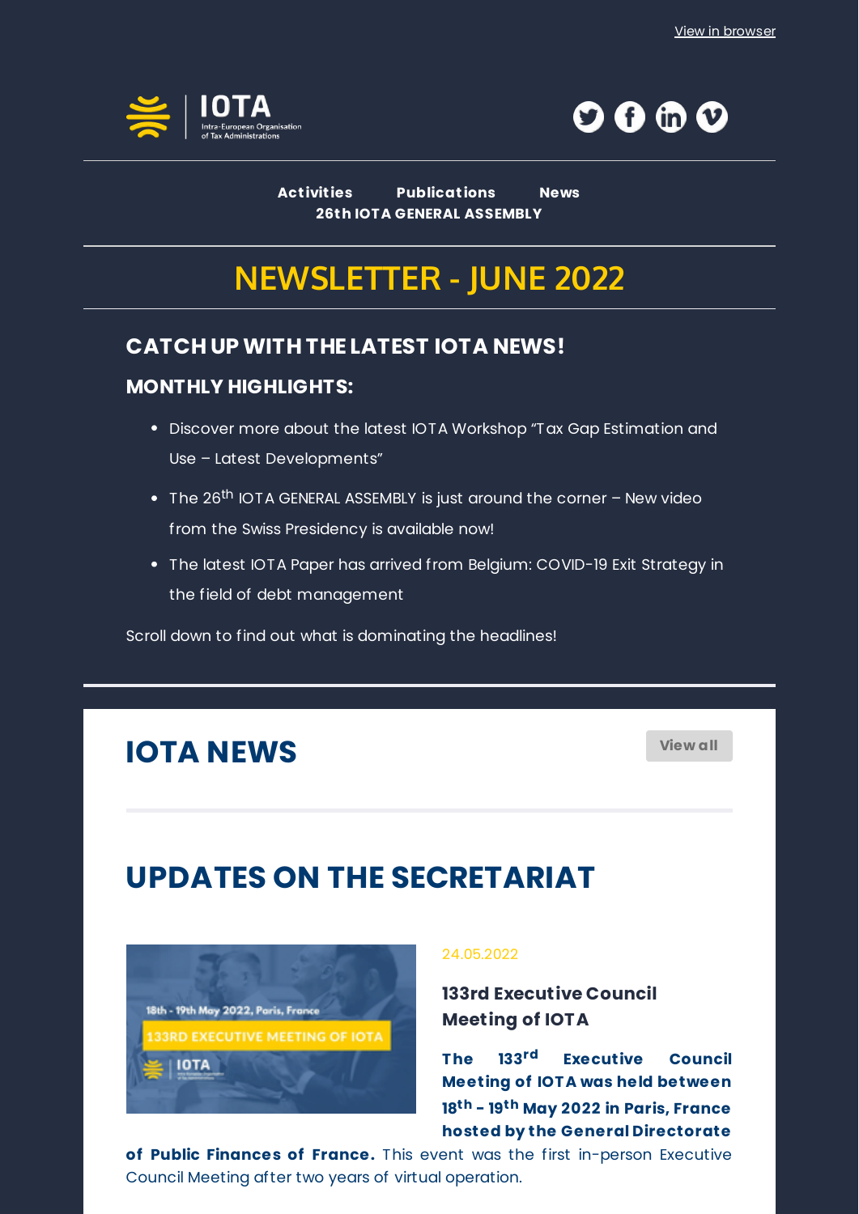View in browser

Activities Publications News
26th IOTA GENERAL ASSEMBLY

# NEWSLETTER - JUNE 2022

## CATCH UP WITH THE LATEST IOTA NEWS!

### MONTHLY HIGHLIGHTS:

- Discover more about the latest IOTA Workshop "Tax Gap Estimation and Use – Latest Developments"
- The 26th IOTA GENERAL ASSEMBLY is just around the corner – New video from the Swiss Presidency is available now!
- The latest IOTA Paper has arrived from Belgium: COVID-19 Exit Strategy in the field of debt management

Scroll down to find out what is dominating the headlines!

## IOTA NEWS

View all

## UPDATES ON THE SECRETARIAT

24.05.2022

### 133rd Executive Council Meeting of IOTA

**The 133rd Executive Council Meeting of IOTA was held between 18th - 19th May 2022 in Paris, France hosted by the General Directorate of Public Finances of France.** This event was the first in-person Executive Council Meeting after two years of virtual operation.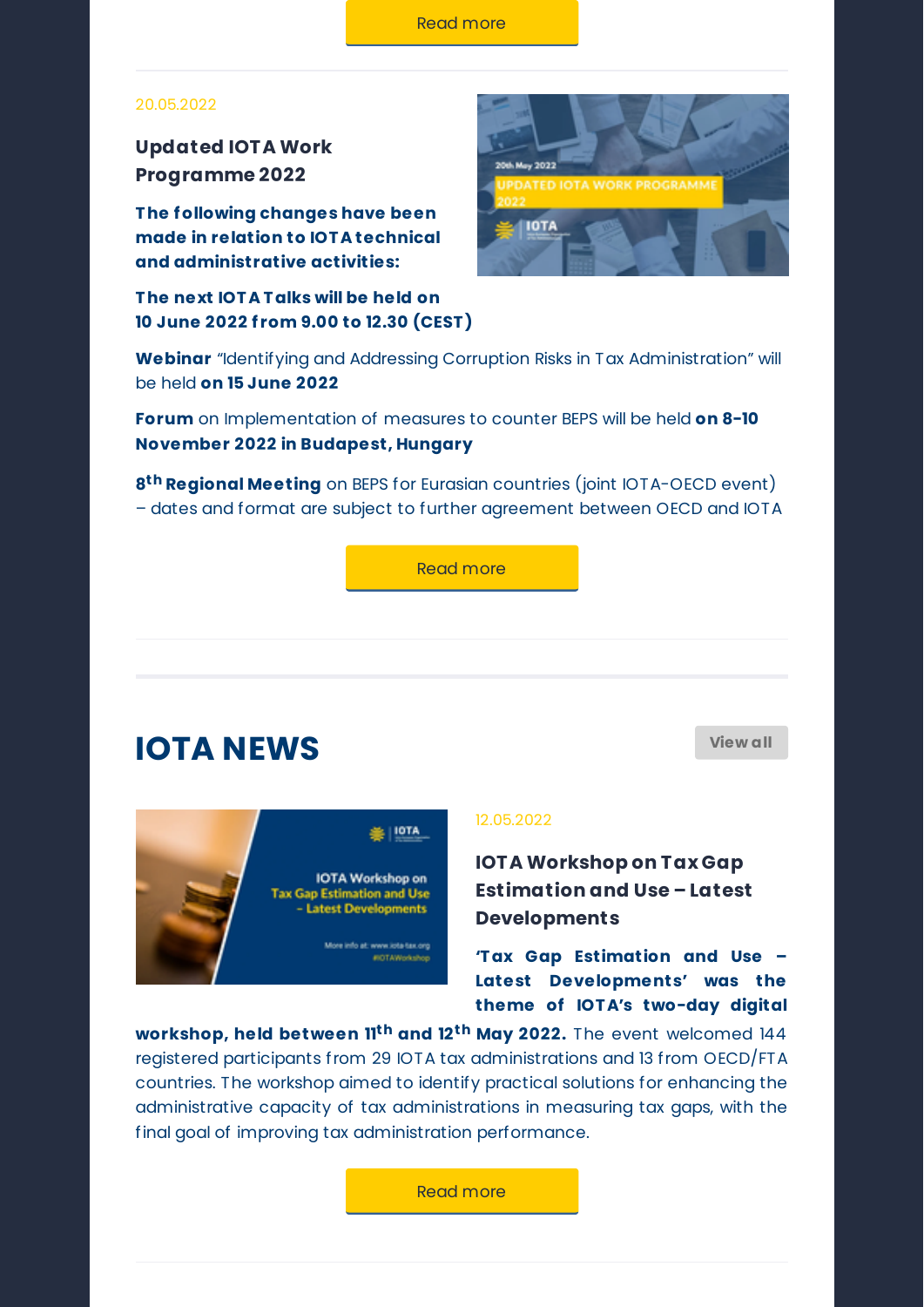Read more

20.05.2022

### Updated IOTA Work Programme 2022

**The following changes have been made in relation to IOTA technical and administrative activities:**

**The next IOTA Talks will be held on 10 June 2022 from 9.00 to 12.30 (CEST)**

**Webinar** "Identifying and Addressing Corruption Risks in Tax Administration" will be held **on 15 June 2022**

**Forum** on Implementation of measures to counter BEPS will be held **on 8-10 November 2022 in Budapest, Hungary**

**8th Regional Meeting** on BEPS for Eurasian countries (joint IOTA-OECD event) – dates and format are subject to further agreement between OECD and IOTA

Read more

## IOTA NEWS

View all

12.05.2022

### IOTA Workshop on Tax Gap Estimation and Use – Latest Developments

**'Tax Gap Estimation and Use – Latest Developments' was the theme of IOTA's two-day digital workshop, held between 11th and 12th May 2022.** The event welcomed 144 registered participants from 29 IOTA tax administrations and 13 from OECD/FTA countries. The workshop aimed to identify practical solutions for enhancing the administrative capacity of tax administrations in measuring tax gaps, with the final goal of improving tax administration performance.

Read more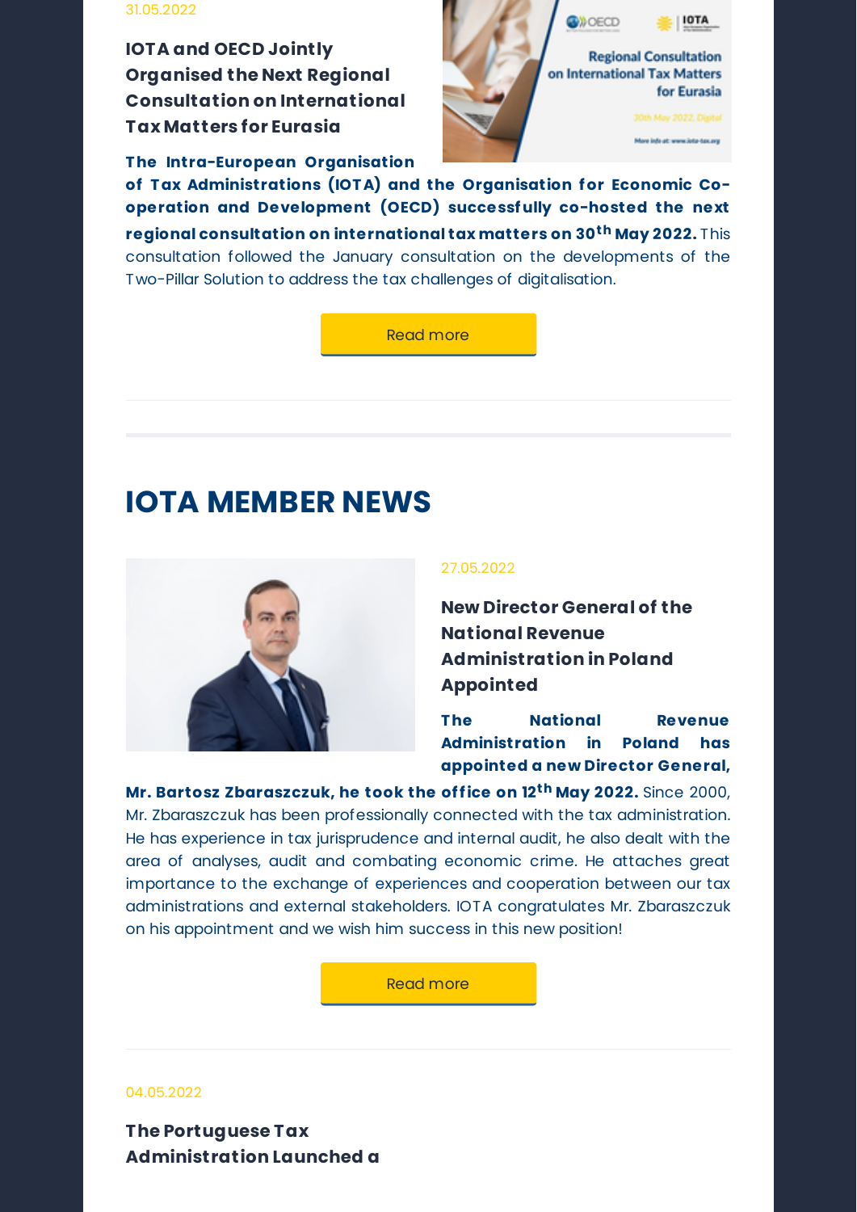31.05.2022

### IOTA and OECD Jointly Organised the Next Regional Consultation on International Tax Matters for Eurasia

**The Intra-European Organisation of Tax Administrations (IOTA) and the Organisation for Economic Co-operation and Development (OECD) successfully co-hosted the next regional consultation on international tax matters on 30th May 2022.** This consultation followed the January consultation on the developments of the Two-Pillar Solution to address the tax challenges of digitalisation.

Read more

---

## IOTA MEMBER NEWS

27.05.2022

### New Director General of the National Revenue Administration in Poland Appointed

**The National Revenue Administration in Poland has appointed a new Director General, Mr. Bartosz Zbaraszczuk, he took the office on 12th May 2022.** Since 2000, Mr. Zbaraszczuk has been professionally connected with the tax administration. He has experience in tax jurisprudence and internal audit, he also dealt with the area of analyses, audit and combating economic crime. He attaches great importance to the exchange of experiences and cooperation between our tax administrations and external stakeholders. IOTA congratulates Mr. Zbaraszczuk on his appointment and we wish him success in this new position!

Read more

---

04.05.2022

### The Portuguese Tax Administration Launched a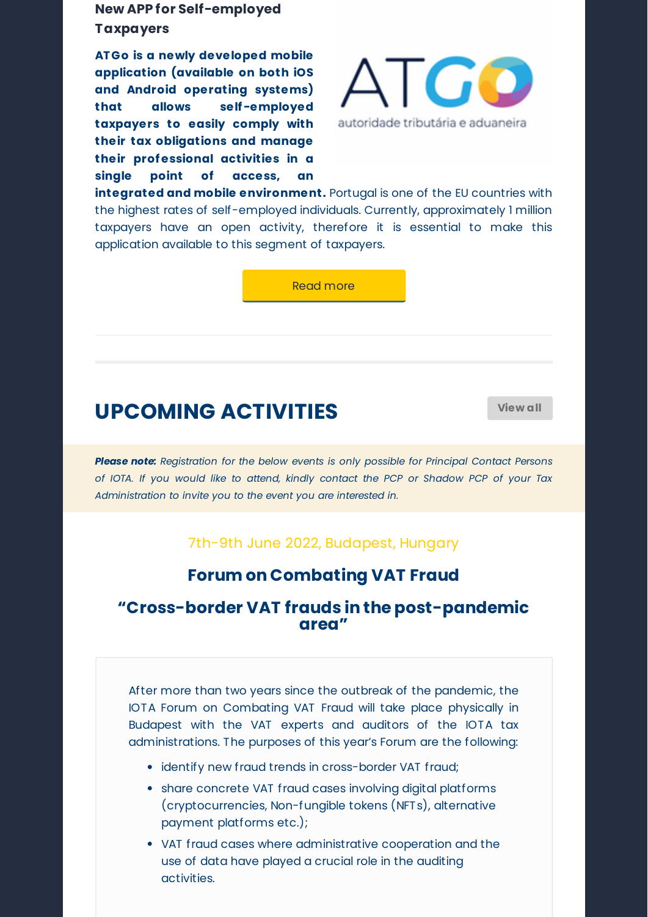### New APP for Self-employed Taxpayers

**ATGo is a newly developed mobile application (available on both iOS and Android operating systems) that allows self-employed taxpayers to easily comply with their tax obligations and manage their professional activities in a single point of access, an integrated and mobile environment.** Portugal is one of the EU countries with the highest rates of self-employed individuals. Currently, approximately 1 million taxpayers have an open activity, therefore it is essential to make this application available to this segment of taxpayers.

Read more

---

## UPCOMING ACTIVITIES

View all

***Please note:*** *Registration for the below events is only possible for Principal Contact Persons of IOTA. If you would like to attend, kindly contact the PCP or Shadow PCP of your Tax Administration to invite you to the event you are interested in.*

7th-9th June 2022, Budapest, Hungary

### Forum on Combating VAT Fraud

### "Cross-border VAT frauds in the post-pandemic area"

After more than two years since the outbreak of the pandemic, the IOTA Forum on Combating VAT Fraud will take place physically in Budapest with the VAT experts and auditors of the IOTA tax administrations. The purposes of this year's Forum are the following:

- identify new fraud trends in cross-border VAT fraud;
- share concrete VAT fraud cases involving digital platforms (cryptocurrencies, Non-fungible tokens (NFTs), alternative payment platforms etc.);
- VAT fraud cases where administrative cooperation and the use of data have played a crucial role in the auditing activities.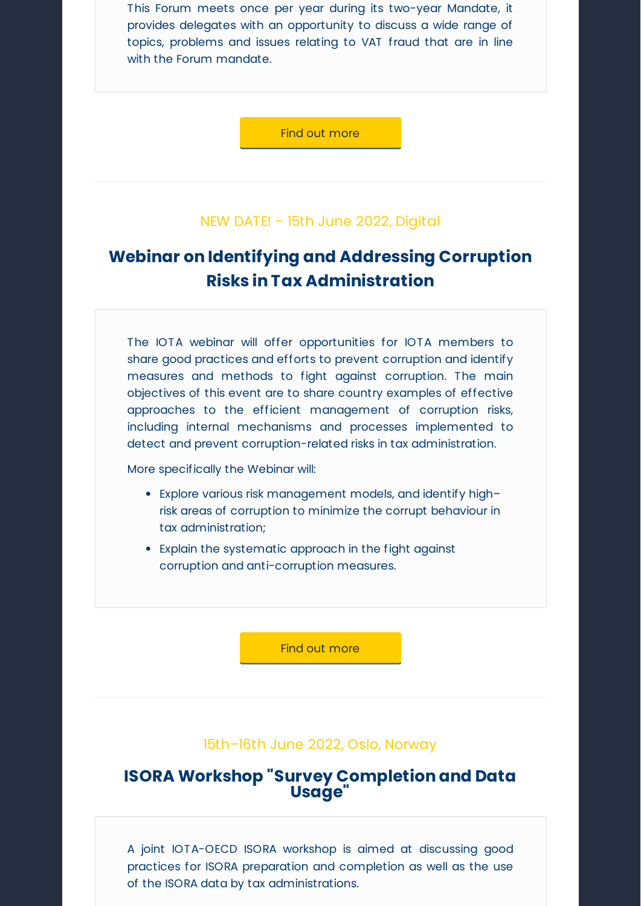This Forum meets once per year during its two-year Mandate, it provides delegates with an opportunity to discuss a wide range of topics, problems and issues relating to VAT fraud that are in line with the Forum mandate.

Find out more

---

NEW DATE! - 15th June 2022, Digital

## Webinar on Identifying and Addressing Corruption Risks in Tax Administration

The IOTA webinar will offer opportunities for IOTA members to share good practices and efforts to prevent corruption and identify measures and methods to fight against corruption. The main objectives of this event are to share country examples of effective approaches to the efficient management of corruption risks, including internal mechanisms and processes implemented to detect and prevent corruption-related risks in tax administration.

More specifically the Webinar will:

- Explore various risk management models, and identify high–risk areas of corruption to minimize the corrupt behaviour in tax administration;
- Explain the systematic approach in the fight against corruption and anti-corruption measures.

Find out more

---

15th–16th June 2022, Oslo, Norway

## ISORA Workshop "Survey Completion and Data Usage"

A joint IOTA-OECD ISORA workshop is aimed at discussing good practices for ISORA preparation and completion as well as the use of the ISORA data by tax administrations.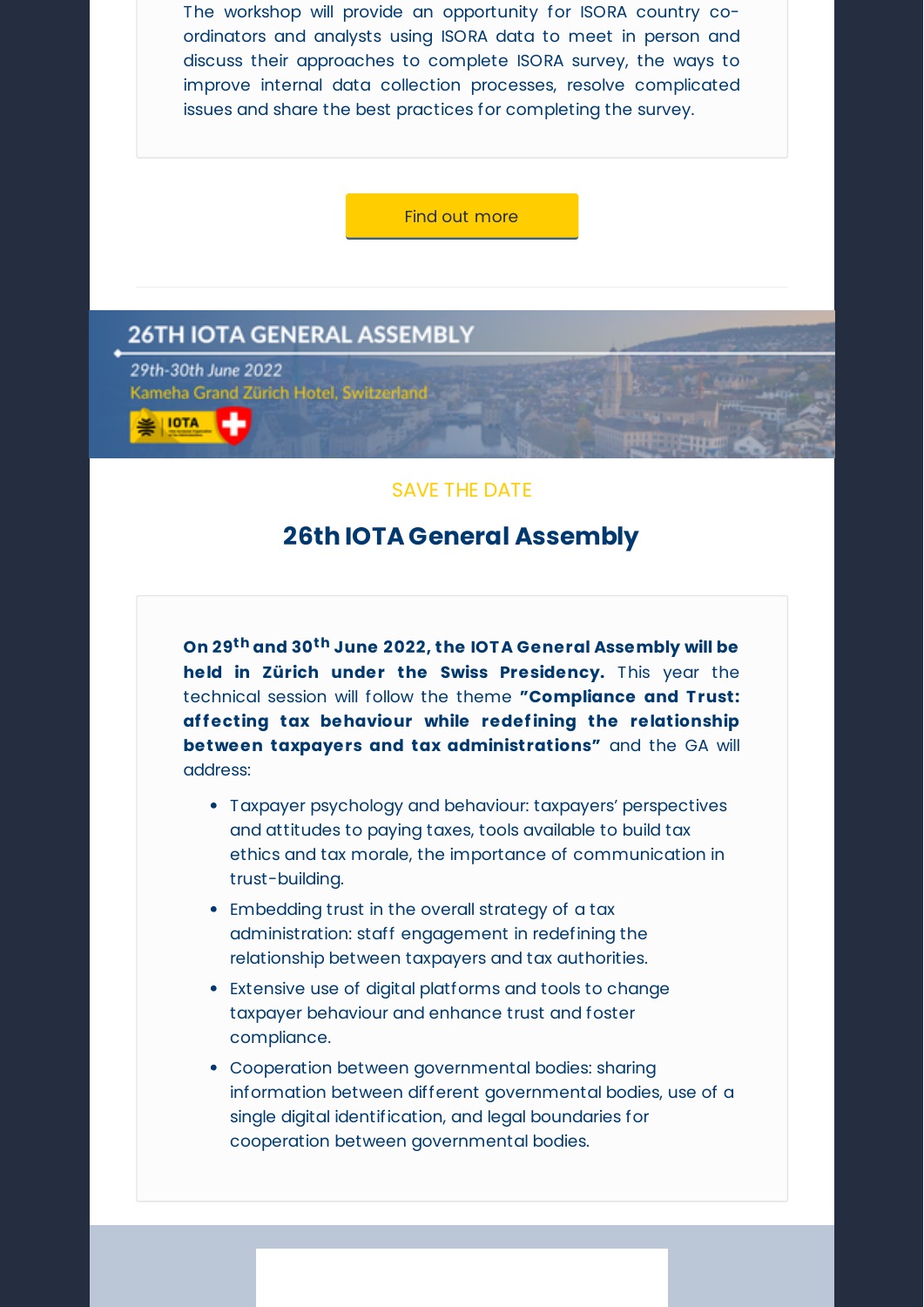The workshop will provide an opportunity for ISORA country co-ordinators and analysts using ISORA data to meet in person and discuss their approaches to complete ISORA survey, the ways to improve internal data collection processes, resolve complicated issues and share the best practices for completing the survey.

Find out more

---

26TH IOTA GENERAL ASSEMBLY

*29th-30th June 2022*

Kameha Grand Zürich Hotel, Switzerland

SAVE THE DATE

## 26th IOTA General Assembly

**On 29th and 30th June 2022, the IOTA General Assembly will be held in Zürich under the Swiss Presidency.** This year the technical session will follow the theme **"Compliance and Trust: affecting tax behaviour while redefining the relationship between taxpayers and tax administrations"** and the GA will address:

- Taxpayer psychology and behaviour: taxpayers' perspectives and attitudes to paying taxes, tools available to build tax ethics and tax morale, the importance of communication in trust-building.
- Embedding trust in the overall strategy of a tax administration: staff engagement in redefining the relationship between taxpayers and tax authorities.
- Extensive use of digital platforms and tools to change taxpayer behaviour and enhance trust and foster compliance.
- Cooperation between governmental bodies: sharing information between different governmental bodies, use of a single digital identification, and legal boundaries for cooperation between governmental bodies.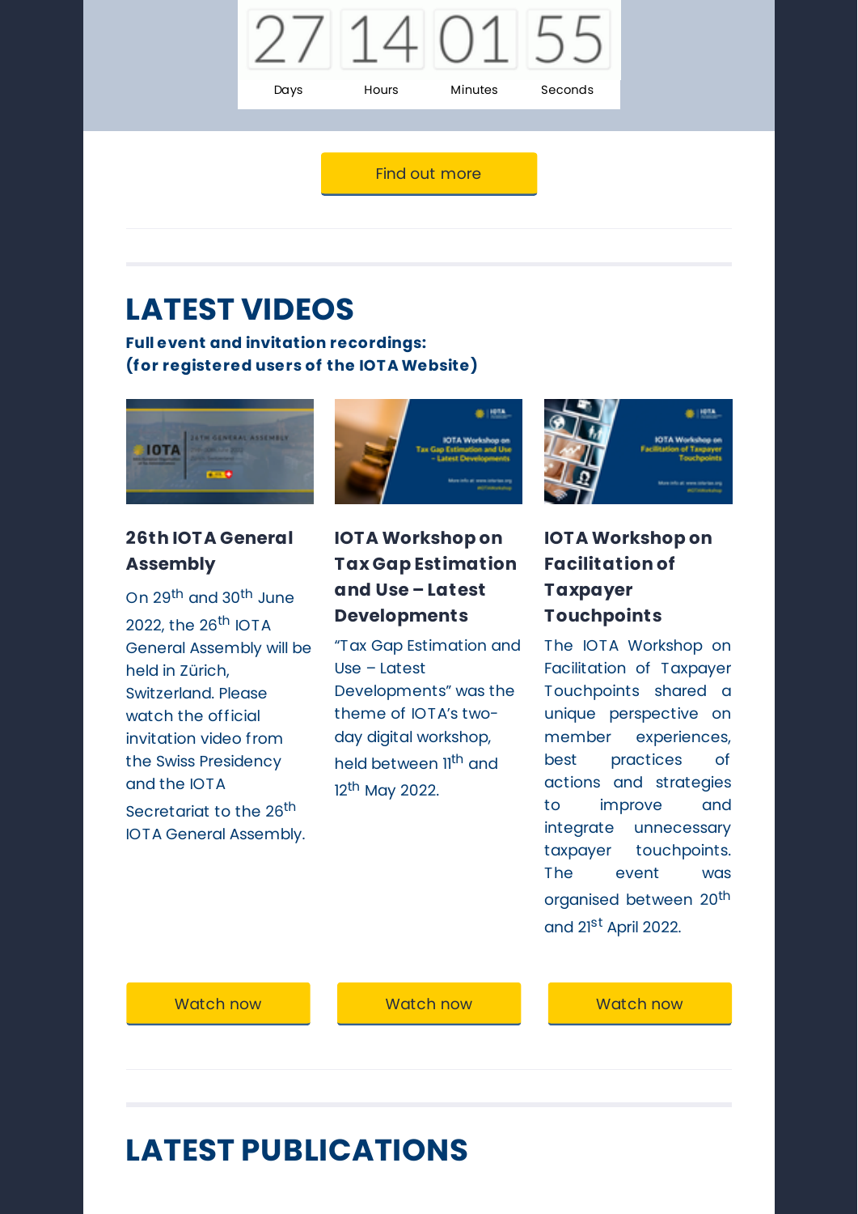| 27 | 14 | 01 | 55 |
|---|---|---|---|
| Days | Hours | Minutes | Seconds |

Find out more

## LATEST VIDEOS

**Full event and invitation recordings:**
**(for registered users of the IOTA Website)**

### 26th IOTA General Assembly

On 29th and 30th June 2022, the 26th IOTA General Assembly will be held in Zürich, Switzerland. Please watch the official invitation video from the Swiss Presidency and the IOTA Secretariat to the 26th IOTA General Assembly.

Watch now

### IOTA Workshop on Tax Gap Estimation and Use – Latest Developments

"Tax Gap Estimation and Use – Latest Developments" was the theme of IOTA's two-day digital workshop, held between 11th and 12th May 2022.

Watch now

### IOTA Workshop on Facilitation of Taxpayer Touchpoints

The IOTA Workshop on Facilitation of Taxpayer Touchpoints shared a unique perspective on member experiences, best practices of actions and strategies to improve and integrate unnecessary taxpayer touchpoints. The event was organised between 20th and 21st April 2022.

Watch now

## LATEST PUBLICATIONS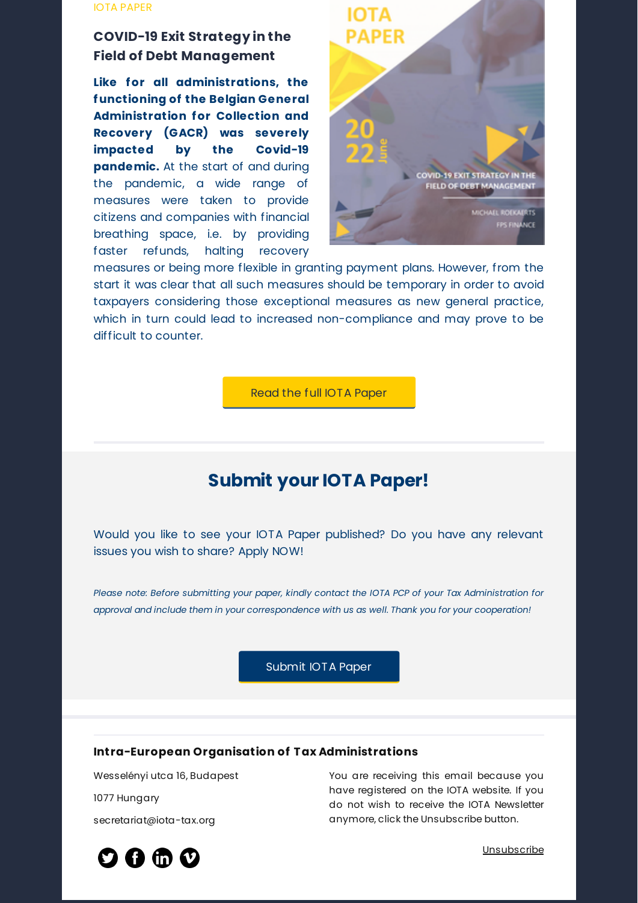IOTA PAPER

### COVID-19 Exit Strategy in the Field of Debt Management

**Like for all administrations, the functioning of the Belgian General Administration for Collection and Recovery (GACR) was severely impacted by the Covid-19 pandemic.** At the start of and during the pandemic, a wide range of measures were taken to provide citizens and companies with financial breathing space, i.e. by providing faster refunds, halting recovery measures or being more flexible in granting payment plans. However, from the start it was clear that all such measures should be temporary in order to avoid taxpayers considering those exceptional measures as new general practice, which in turn could lead to increased non-compliance and may prove to be difficult to counter.

Read the full IOTA Paper

## Submit your IOTA Paper!

Would you like to see your IOTA Paper published? Do you have any relevant issues you wish to share? Apply NOW!

*Please note: Before submitting your paper, kindly contact the IOTA PCP of your Tax Administration for approval and include them in your correspondence with us as well. Thank you for your cooperation!*

Submit IOTA Paper

**Intra-European Organisation of Tax Administrations**

Wesselényi utca 16, Budapest

1077 Hungary

secretariat@iota-tax.org

You are receiving this email because you have registered on the IOTA website. If you do not wish to receive the IOTA Newsletter anymore, click the Unsubscribe button.

Unsubscribe